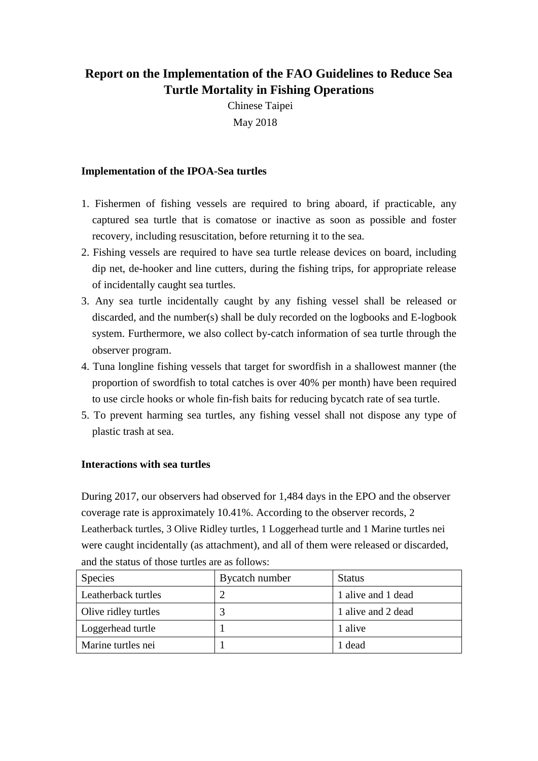# Report on the Implementation of the FAO Guidelines to Reduce Sea Turtle Mortality in Fishing Operations

Chinese Taipei

May 2018

## Implementation of the IPOA-Sea turtles

1. Fishermen of fishing vessels are required to bring aboard, if practicable, any captured sea turtle that is comatose or inactive as soon as possible and foster recovery, including resuscitation, before returning it to the sea.
2. Fishing vessels are required to have sea turtle release devices on board, including dip net, de-hooker and line cutters, during the fishing trips, for appropriate release of incidentally caught sea turtles.
3. Any sea turtle incidentally caught by any fishing vessel shall be released or discarded, and the number(s) shall be duly recorded on the logbooks and E-logbook system. Furthermore, we also collect by-catch information of sea turtle through the observer program.
4. Tuna longline fishing vessels that target for swordfish in a shallowest manner (the proportion of swordfish to total catches is over 40% per month) have been required to use circle hooks or whole fin-fish baits for reducing bycatch rate of sea turtle.
5. To prevent harming sea turtles, any fishing vessel shall not dispose any type of plastic trash at sea.

## Interactions with sea turtles

During 2017, our observers had observed for 1,484 days in the EPO and the observer coverage rate is approximately 10.41%. According to the observer records, 2 Leatherback turtles, 3 Olive Ridley turtles, 1 Loggerhead turtle and 1 Marine turtles nei were caught incidentally (as attachment), and all of them were released or discarded, and the status of those turtles are as follows:

| Species | Bycatch number | Status |
|---|---|---|
| Leatherback turtles | 2 | 1 alive and 1 dead |
| Olive ridley turtles | 3 | 1 alive and 2 dead |
| Loggerhead turtle | 1 | 1 alive |
| Marine turtles nei | 1 | 1 dead |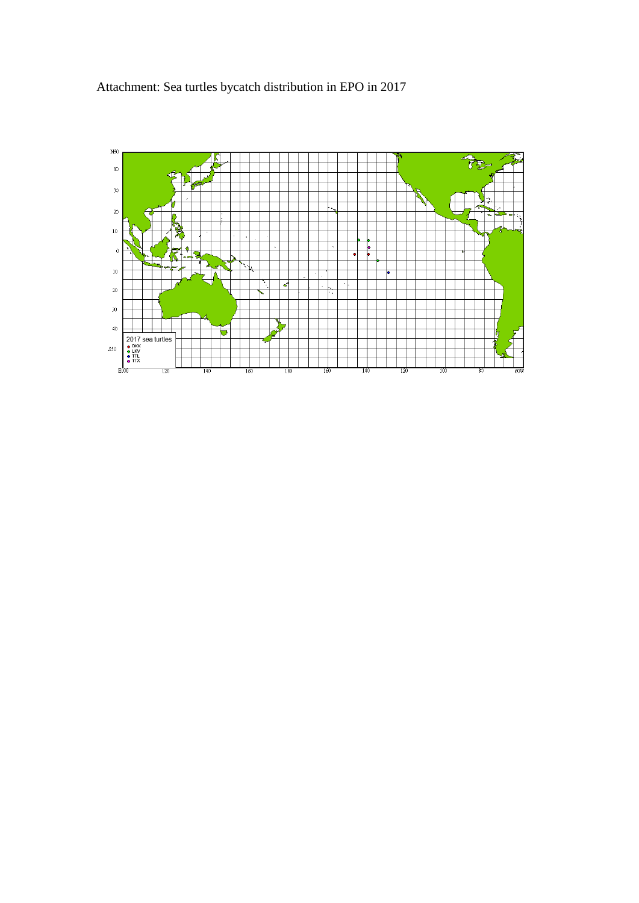Attachment: Sea turtles bycatch distribution in EPO in 2017

N50
40
30
20
10
0
10
20
30
40
S50

E100
120
140
160
180
160
140
120
100
80
60W

2017 sea turtles
DKK
LKV
TTL
TTX